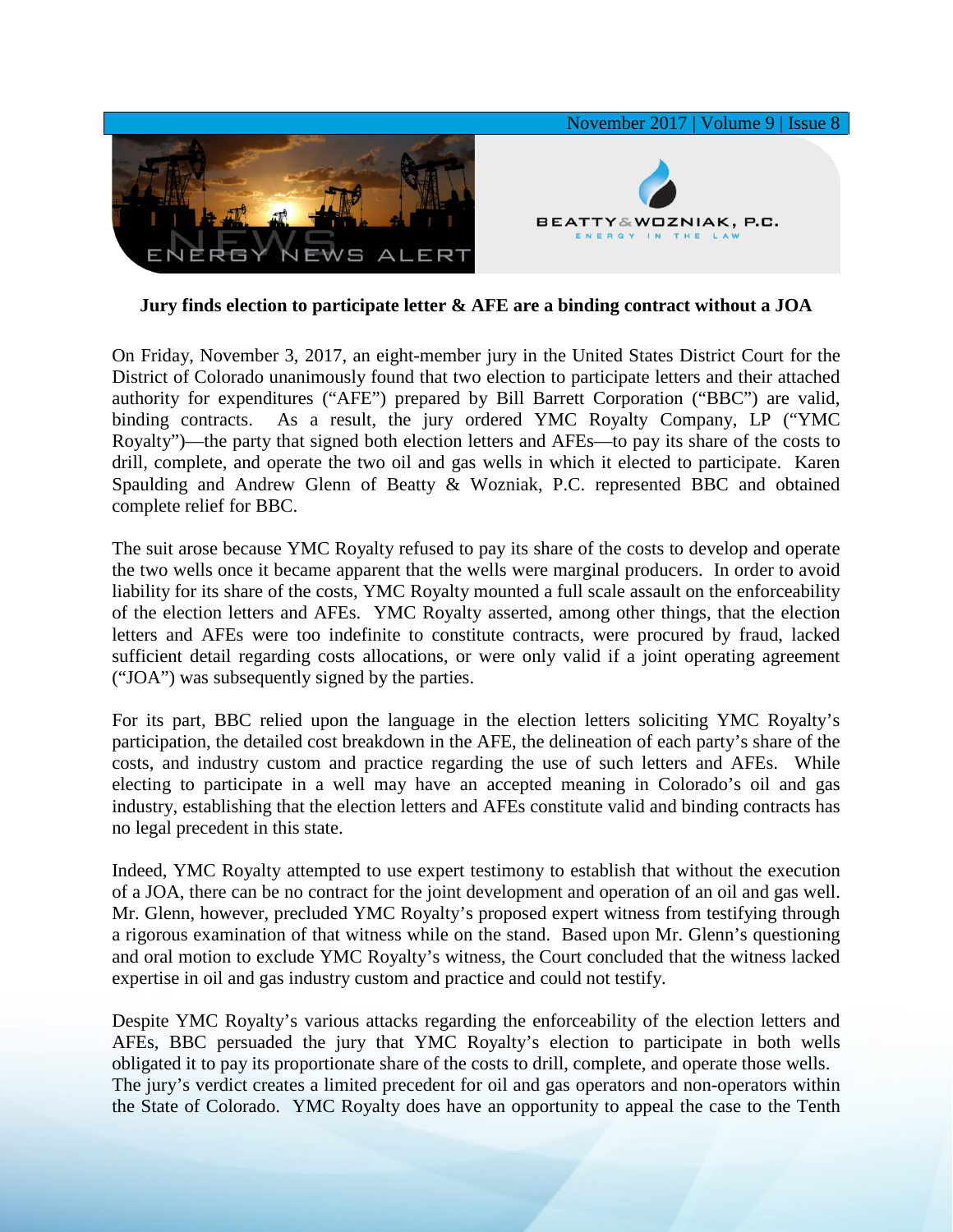# Jury finds election to participate letter & AFE are a binding contract without a JOA

On Friday, November 3, 2017, an eight-member jury in the United States District Court for the District of Colorado unanimously found that two election to participate letters and their attached authority for expenditures ("AFE") prepared by Bill Barrett Corporation ("BBC") are valid, binding contracts. As a result, the jury ordered YMC Royalty Company, LP ("YMC Royalty")—the party that signed both election letters and AFEs—to pay its share of the costs to drill, complete, and operate the two oil and gas wells in which it elected to participate. Karen Spaulding and Andrew Glenn of Beatty & Wozniak, P.C. represented BBC and obtained complete relief for BBC.

The suit arose because YMC Royalty refused to pay its share of the costs to develop and operate the two wells once it became apparent that the wells were marginal producers. In order to avoid liability for its share of the costs, YMC Royalty mounted a full scale assault on the enforceability of the election letters and AFEs. YMC Royalty asserted, among other things, that the election letters and AFEs were too indefinite to constitute contracts, were procured by fraud, lacked sufficient detail regarding costs allocations, or were only valid if a joint operating agreement ("JOA") was subsequently signed by the parties.

For its part, BBC relied upon the language in the election letters soliciting YMC Royalty's participation, the detailed cost breakdown in the AFE, the delineation of each party's share of the costs, and industry custom and practice regarding the use of such letters and AFEs. While electing to participate in a well may have an accepted meaning in Colorado's oil and gas industry, establishing that the election letters and AFEs constitute valid and binding contracts has no legal precedent in this state.

Indeed, YMC Royalty attempted to use expert testimony to establish that without the execution of a JOA, there can be no contract for the joint development and operation of an oil and gas well. Mr. Glenn, however, precluded YMC Royalty's proposed expert witness from testifying through a rigorous examination of that witness while on the stand. Based upon Mr. Glenn's questioning and oral motion to exclude YMC Royalty's witness, the Court concluded that the witness lacked expertise in oil and gas industry custom and practice and could not testify.

Despite YMC Royalty's various attacks regarding the enforceability of the election letters and AFEs, BBC persuaded the jury that YMC Royalty's election to participate in both wells obligated it to pay its proportionate share of the costs to drill, complete, and operate those wells. The jury's verdict creates a limited precedent for oil and gas operators and non-operators within the State of Colorado. YMC Royalty does have an opportunity to appeal the case to the Tenth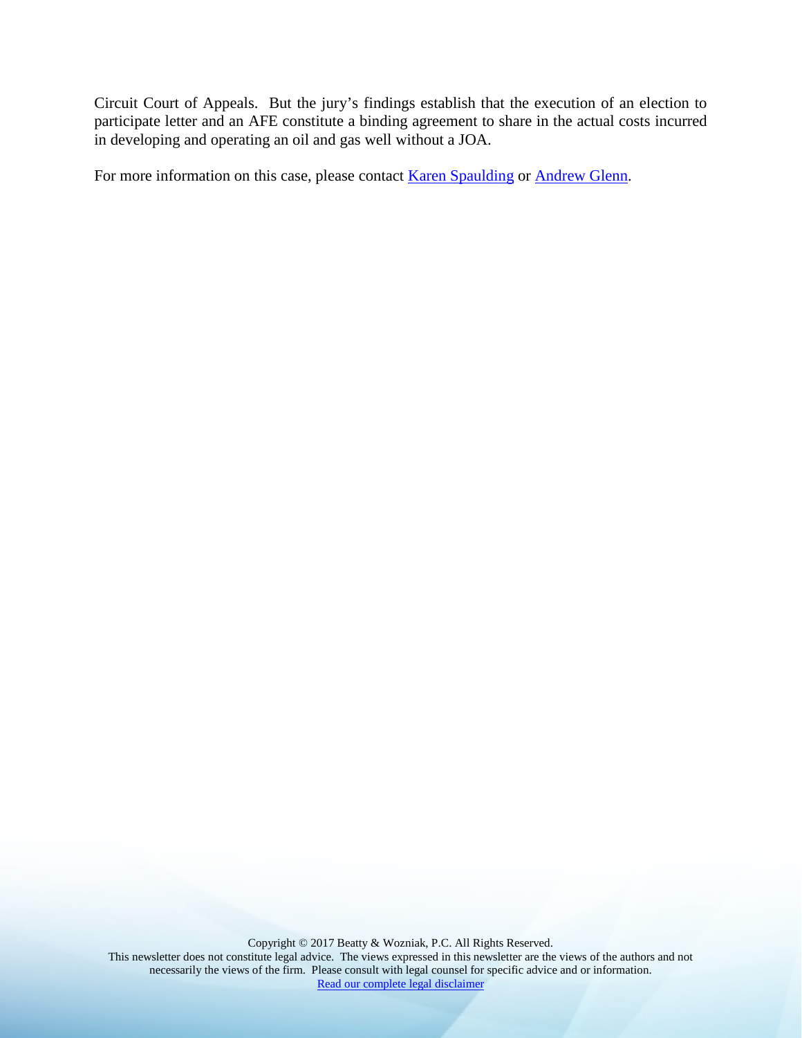Circuit Court of Appeals. But the jury's findings establish that the execution of an election to participate letter and an AFE constitute a binding agreement to share in the actual costs incurred in developing and operating an oil and gas well without a JOA.

For more information on this case, please contact [Karen Spaulding] or [Andrew Glenn].

Copyright © 2017 Beatty & Wozniak, P.C. All Rights Reserved.
This newsletter does not constitute legal advice. The views expressed in this newsletter are the views of the authors and not necessarily the views of the firm. Please consult with legal counsel for specific advice and or information.
[Read our complete legal disclaimer]